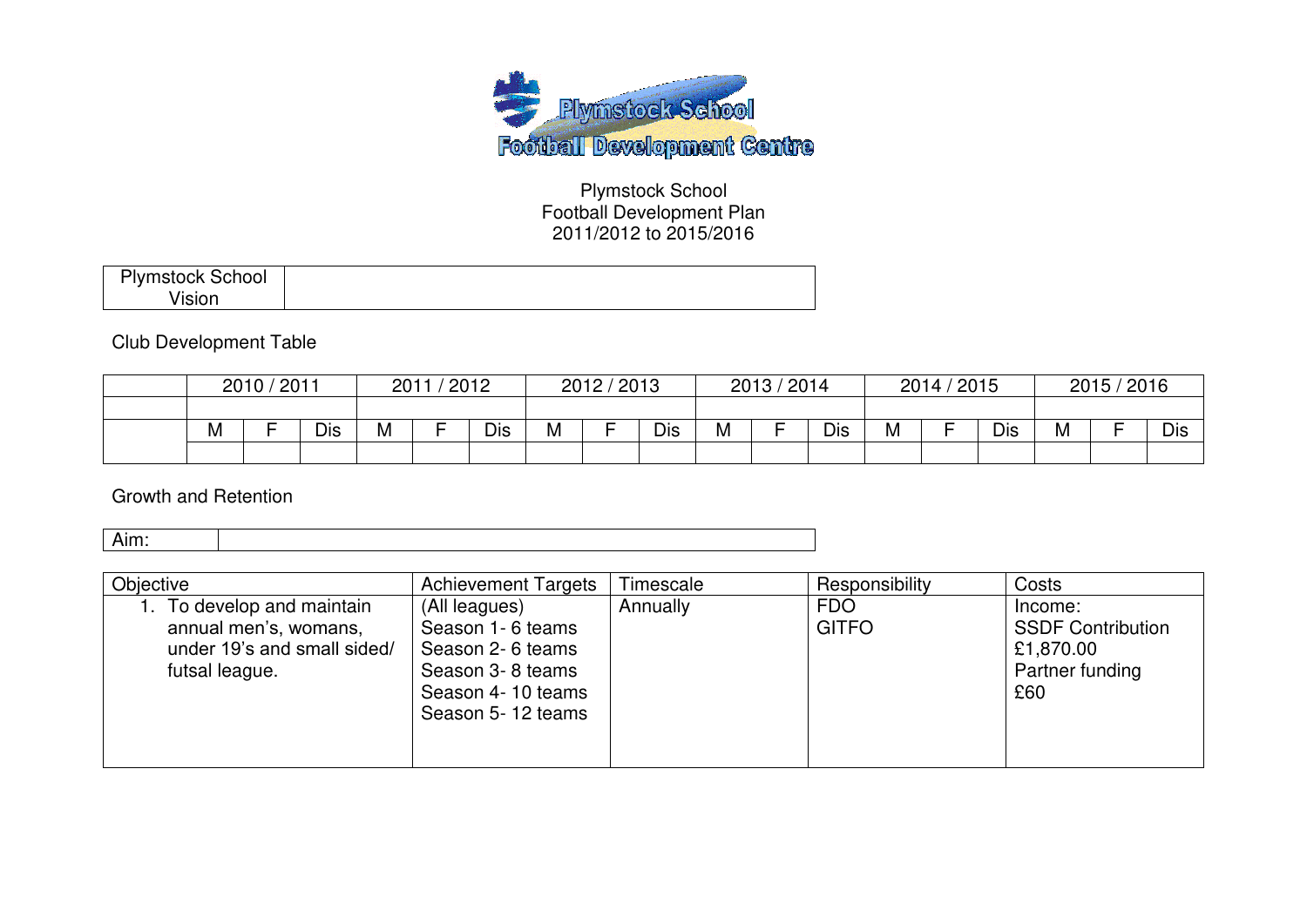Plymstock School
Football Development Centre

Plymstock School
Football Development Plan
2011/2012 to 2015/2016

| Plymstock School Vision | |
|---|---|

Club Development Table

| | 2010 / 2011 | | | 2011 / 2012 | | | 2012 / 2013 | | | 2013 / 2014 | | | 2014 / 2015 | | | 2015 / 2016 | | |
|---|---|---|---|---|---|---|---|---|---|---|---|---|---|---|---|---|---|---|
| | | | | | | | | | | | | | | | | | | |
| | M | F | Dis | M | F | Dis | M | F | Dis | M | F | Dis | M | F | Dis | M | F | Dis |
| | | | | | | | | | | | | | | | | | | |

Growth and Retention

| Aim: | |
|---|---|

| Objective | Achievement Targets | Timescale | Responsibility | Costs |
|---|---|---|---|---|
| 1. To develop and maintain annual men's, womans, under 19's and small sided/ futsal league. | (All leagues)<br>Season 1- 6 teams<br>Season 2- 6 teams<br>Season 3- 8 teams<br>Season 4- 10 teams<br>Season 5- 12 teams | Annually | FDO<br>GITFO | Income:<br>SSDF Contribution<br>£1,870.00<br>Partner funding<br>£60 |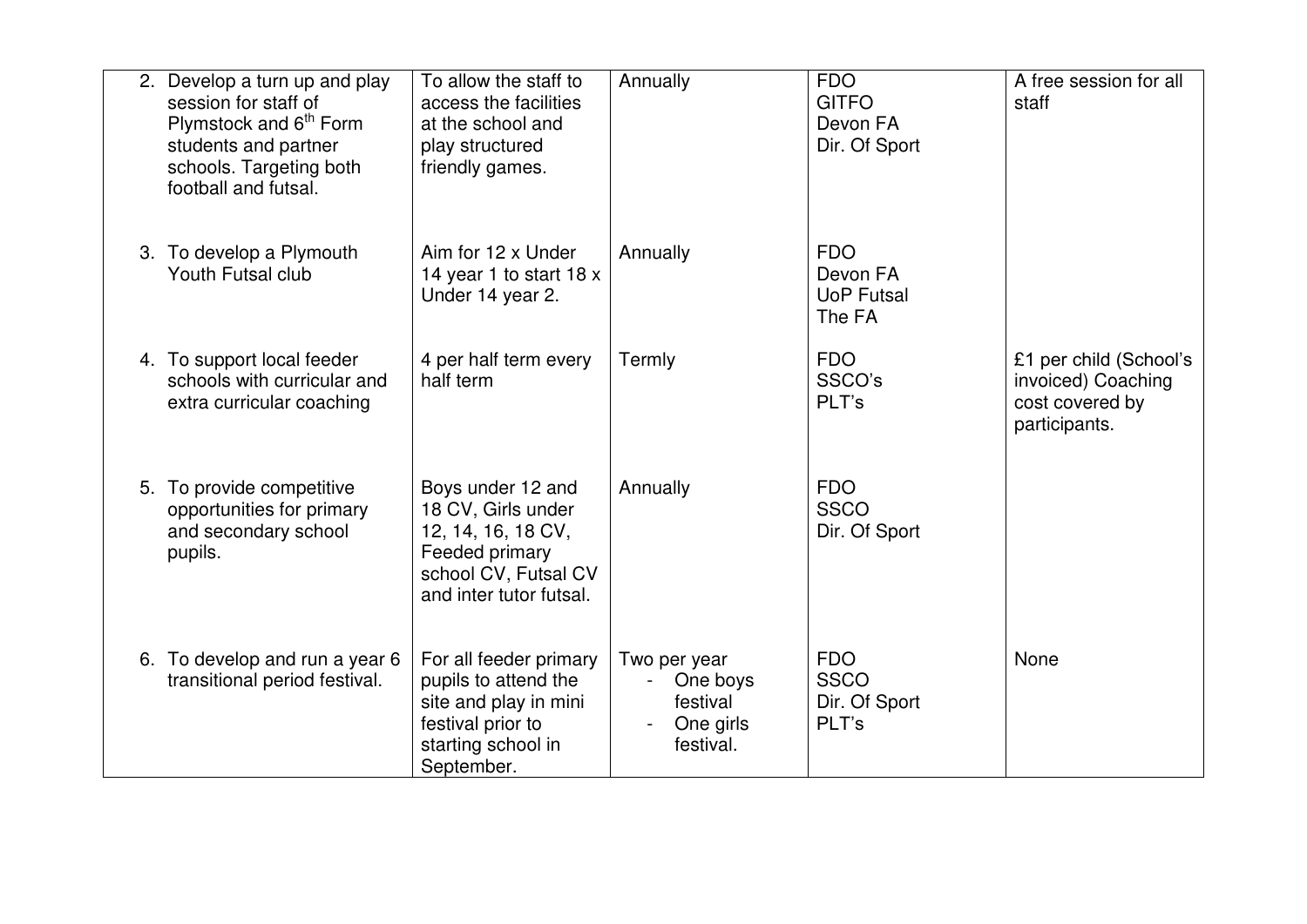| | | | | |
|---|---|---|---|---|
| 2. Develop a turn up and play session for staff of Plymstock and 6th Form students and partner schools. Targeting both football and futsal. | To allow the staff to access the facilities at the school and play structured friendly games. | Annually | FDO<br>GITFO<br>Devon FA<br>Dir. Of Sport | A free session for all staff |
| 3. To develop a Plymouth Youth Futsal club | Aim for 12 x Under 14 year 1 to start 18 x Under 14 year 2. | Annually | FDO<br>Devon FA<br>UoP Futsal<br>The FA | |
| 4. To support local feeder schools with curricular and extra curricular coaching | 4 per half term every half term | Termly | FDO<br>SSCO's<br>PLT's | £1 per child (School's invoiced) Coaching cost covered by participants. |
| 5. To provide competitive opportunities for primary and secondary school pupils. | Boys under 12 and 18 CV, Girls under 12, 14, 16, 18 CV, Feeded primary school CV, Futsal CV and inter tutor futsal. | Annually | FDO<br>SSCO<br>Dir. Of Sport | |
| 6. To develop and run a year 6 transitional period festival. | For all feeder primary pupils to attend the site and play in mini festival prior to starting school in September. | Two per year<br>- One boys festival<br>- One girls festival. | FDO<br>SSCO<br>Dir. Of Sport<br>PLT's | None |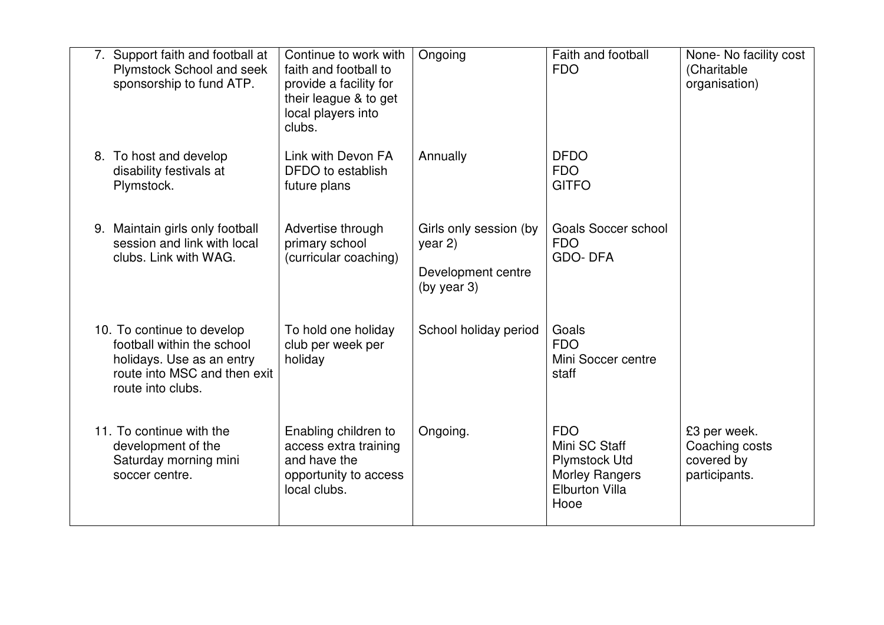| | | | | |
|---|---|---|---|---|
| 7. Support faith and football at Plymstock School and seek sponsorship to fund ATP. | Continue to work with faith and football to provide a facility for their league & to get local players into clubs. | Ongoing | Faith and football<br>FDO | None- No facility cost (Charitable organisation) |
| 8. To host and develop disability festivals at Plymstock. | Link with Devon FA DFDO to establish future plans | Annually | DFDO<br>FDO<br>GITFO | |
| 9. Maintain girls only football session and link with local clubs. Link with WAG. | Advertise through primary school (curricular coaching) | Girls only session (by year 2)<br><br>Development centre (by year 3) | Goals Soccer school<br>FDO<br>GDO- DFA | |
| 10. To continue to develop football within the school holidays. Use as an entry route into MSC and then exit route into clubs. | To hold one holiday club per week per holiday | School holiday period | Goals<br>FDO<br>Mini Soccer centre staff | |
| 11. To continue with the development of the Saturday morning mini soccer centre. | Enabling children to access extra training and have the opportunity to access local clubs. | Ongoing. | FDO<br>Mini SC Staff<br>Plymstock Utd<br>Morley Rangers<br>Elburton Villa<br>Hooe | £3 per week. Coaching costs covered by participants. |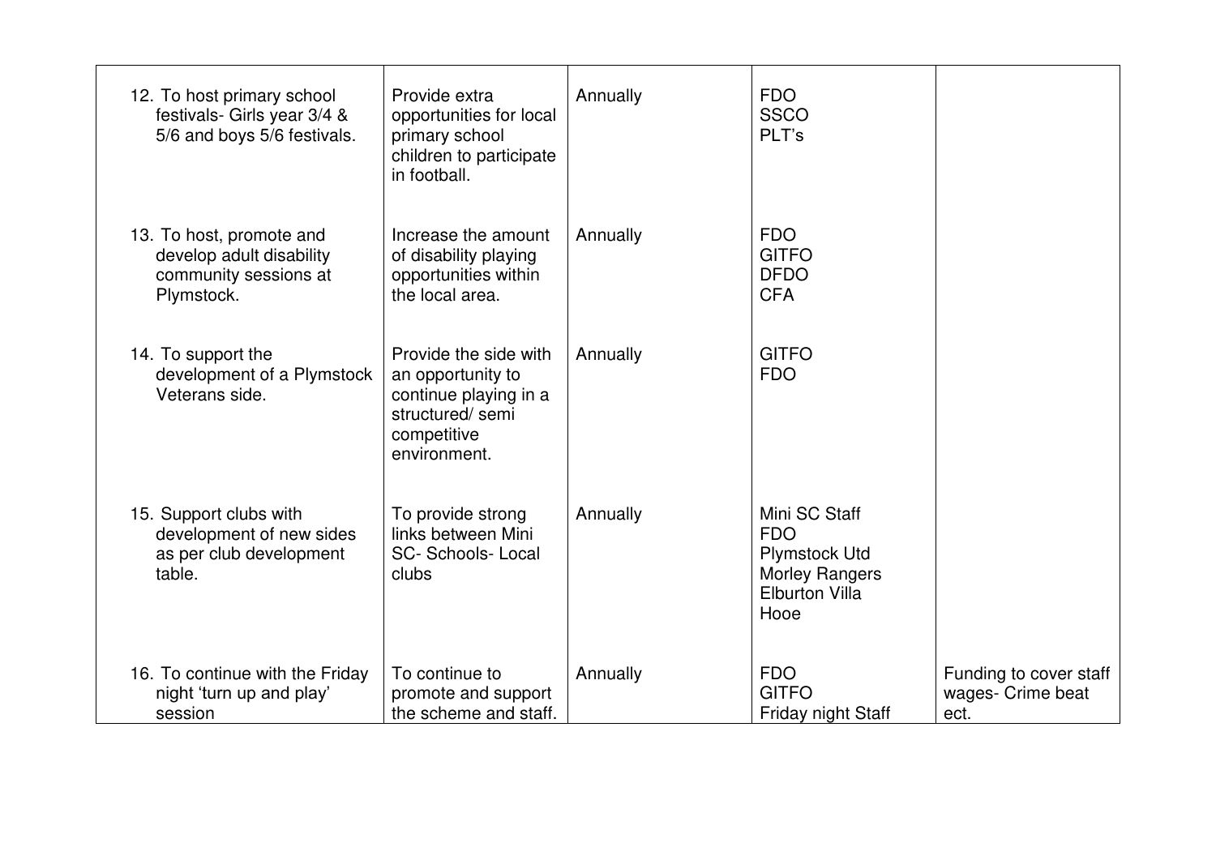| | | | | |
|---|---|---|---|---|
| 12. To host primary school festivals- Girls year 3/4 & 5/6 and boys 5/6 festivals. | Provide extra opportunities for local primary school children to participate in football. | Annually | FDO<br>SSCO<br>PLT's | |
| 13. To host, promote and develop adult disability community sessions at Plymstock. | Increase the amount of disability playing opportunities within the local area. | Annually | FDO<br>GITFO<br>DFDO<br>CFA | |
| 14. To support the development of a Plymstock Veterans side. | Provide the side with an opportunity to continue playing in a structured/ semi competitive environment. | Annually | GITFO<br>FDO | |
| 15. Support clubs with development of new sides as per club development table. | To provide strong links between Mini SC- Schools- Local clubs | Annually | Mini SC Staff<br>FDO<br>Plymstock Utd<br>Morley Rangers<br>Elburton Villa<br>Hooe | |
| 16. To continue with the Friday night 'turn up and play' session | To continue to promote and support the scheme and staff. | Annually | FDO<br>GITFO<br>Friday night Staff | Funding to cover staff wages- Crime beat ect. |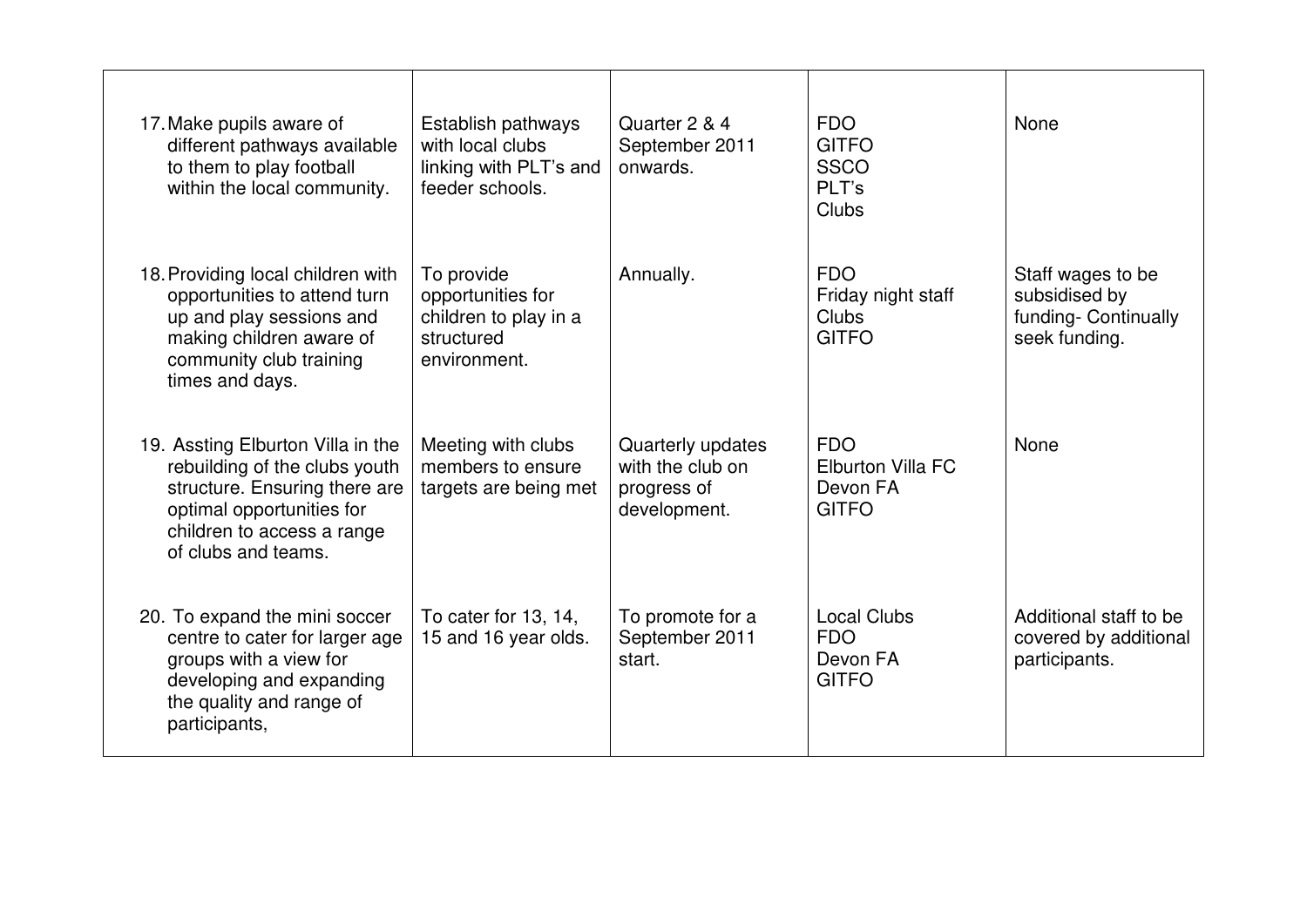| | | | | |
|---|---|---|---|---|
| 17. Make pupils aware of different pathways available to them to play football within the local community. | Establish pathways with local clubs linking with PLT's and feeder schools. | Quarter 2 & 4 September 2011 onwards. | FDO<br>GITFO<br>SSCO<br>PLT's<br>Clubs | None |
| 18. Providing local children with opportunities to attend turn up and play sessions and making children aware of community club training times and days. | To provide opportunities for children to play in a structured environment. | Annually. | FDO<br>Friday night staff<br>Clubs<br>GITFO | Staff wages to be subsidised by funding- Continually seek funding. |
| 19. Assting Elburton Villa in the rebuilding of the clubs youth structure. Ensuring there are optimal opportunities for children to access a range of clubs and teams. | Meeting with clubs members to ensure targets are being met | Quarterly updates with the club on progress of development. | FDO<br>Elburton Villa FC<br>Devon FA<br>GITFO | None |
| 20. To expand the mini soccer centre to cater for larger age groups with a view for developing and expanding the quality and range of participants, | To cater for 13, 14, 15 and 16 year olds. | To promote for a September 2011 start. | Local Clubs<br>FDO<br>Devon FA<br>GITFO | Additional staff to be covered by additional participants. |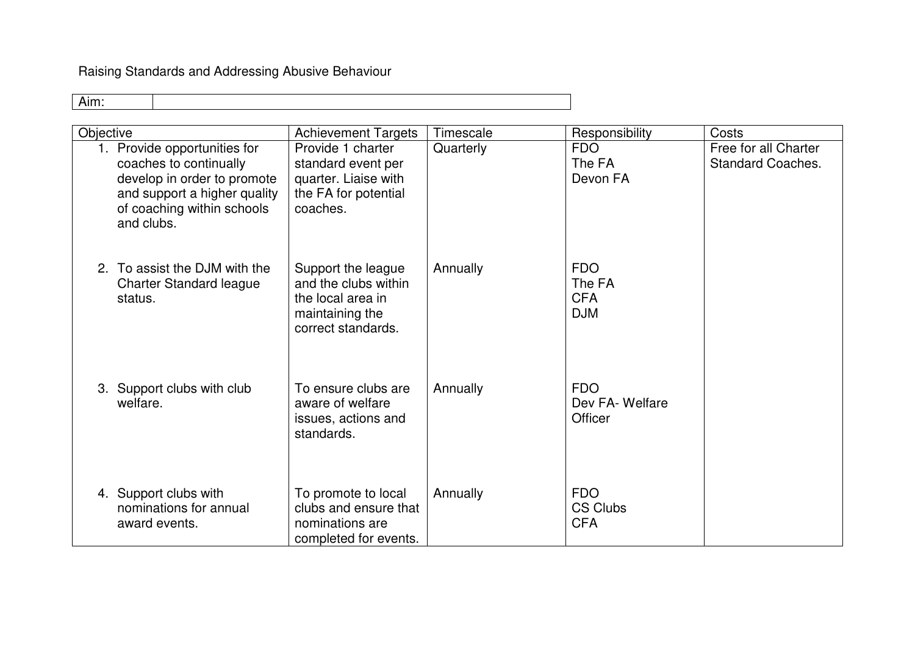Raising Standards and Addressing Abusive Behaviour

| Aim: | |
|---|---|

| Objective | Achievement Targets | Timescale | Responsibility | Costs |
|---|---|---|---|---|
| 1. Provide opportunities for coaches to continually develop in order to promote and support a higher quality of coaching within schools and clubs. | Provide 1 charter standard event per quarter. Liaise with the FA for potential coaches. | Quarterly | FDO<br>The FA<br>Devon FA | Free for all Charter Standard Coaches. |
| 2. To assist the DJM with the Charter Standard league status. | Support the league and the clubs within the local area in maintaining the correct standards. | Annually | FDO<br>The FA<br>CFA<br>DJM | |
| 3. Support clubs with club welfare. | To ensure clubs are aware of welfare issues, actions and standards. | Annually | FDO<br>Dev FA- Welfare Officer | |
| 4. Support clubs with nominations for annual award events. | To promote to local clubs and ensure that nominations are completed for events. | Annually | FDO<br>CS Clubs<br>CFA | |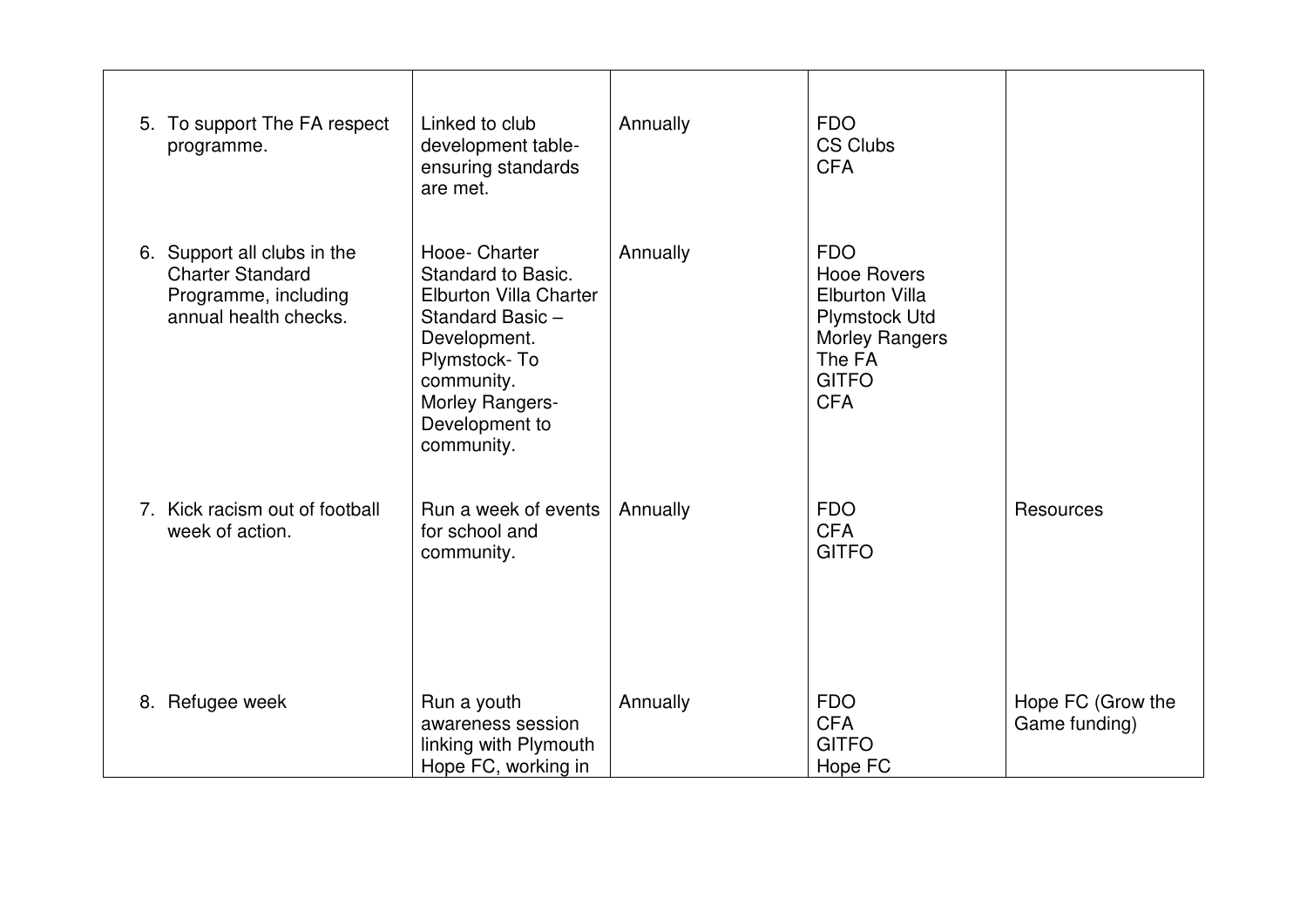| | | | | |
|---|---|---|---|---|
| 5. To support The FA respect programme. | Linked to club development table- ensuring standards are met. | Annually | FDO<br>CS Clubs<br>CFA | |
| 6. Support all clubs in the Charter Standard Programme, including annual health checks. | Hooe- Charter Standard to Basic.<br>Elburton Villa Charter Standard Basic – Development.<br>Plymstock- To community.<br>Morley Rangers- Development to community. | Annually | FDO<br>Hooe Rovers<br>Elburton Villa<br>Plymstock Utd<br>Morley Rangers<br>The FA<br>GITFO<br>CFA | |
| 7. Kick racism out of football week of action. | Run a week of events for school and community. | Annually | FDO<br>CFA<br>GITFO | Resources |
| 8. Refugee week | Run a youth awareness session linking with Plymouth Hope FC, working in | Annually | FDO<br>CFA<br>GITFO<br>Hope FC | Hope FC (Grow the Game funding) |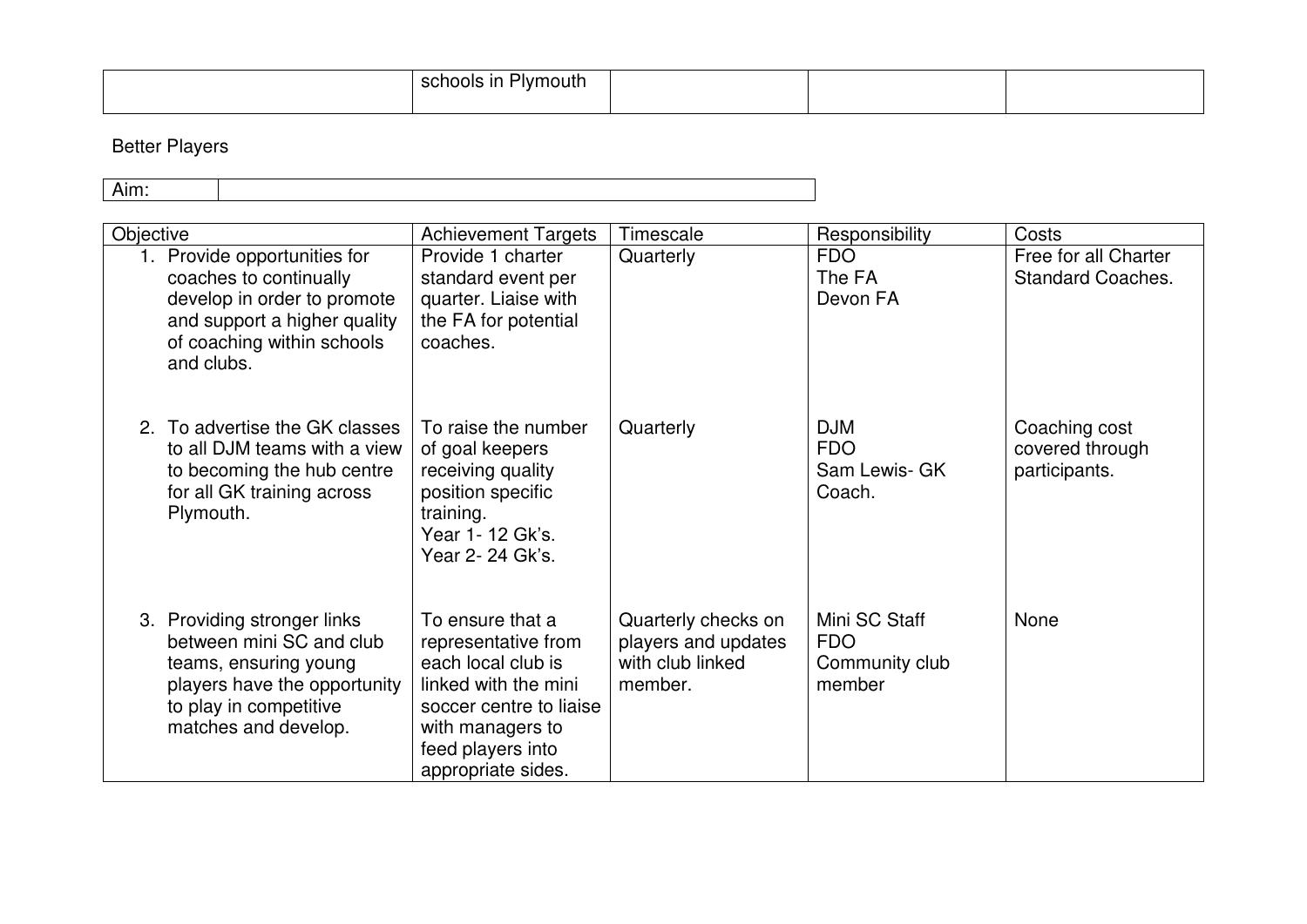| | schools in Plymouth | | | |
|---|---|---|---|---|

Better Players

| Aim: | |
|---|---|

| Objective | Achievement Targets | Timescale | Responsibility | Costs |
|---|---|---|---|---|
| 1. Provide opportunities for coaches to continually develop in order to promote and support a higher quality of coaching within schools and clubs. | Provide 1 charter standard event per quarter. Liaise with the FA for potential coaches. | Quarterly | FDO<br>The FA<br>Devon FA | Free for all Charter Standard Coaches. |
| 2. To advertise the GK classes to all DJM teams with a view to becoming the hub centre for all GK training across Plymouth. | To raise the number of goal keepers receiving quality position specific training.<br>Year 1- 12 Gk's.<br>Year 2- 24 Gk's. | Quarterly | DJM<br>FDO<br>Sam Lewis- GK Coach. | Coaching cost covered through participants. |
| 3. Providing stronger links between mini SC and club teams, ensuring young players have the opportunity to play in competitive matches and develop. | To ensure that a representative from each local club is linked with the mini soccer centre to liaise with managers to feed players into appropriate sides. | Quarterly checks on players and updates with club linked member. | Mini SC Staff<br>FDO<br>Community club member | None |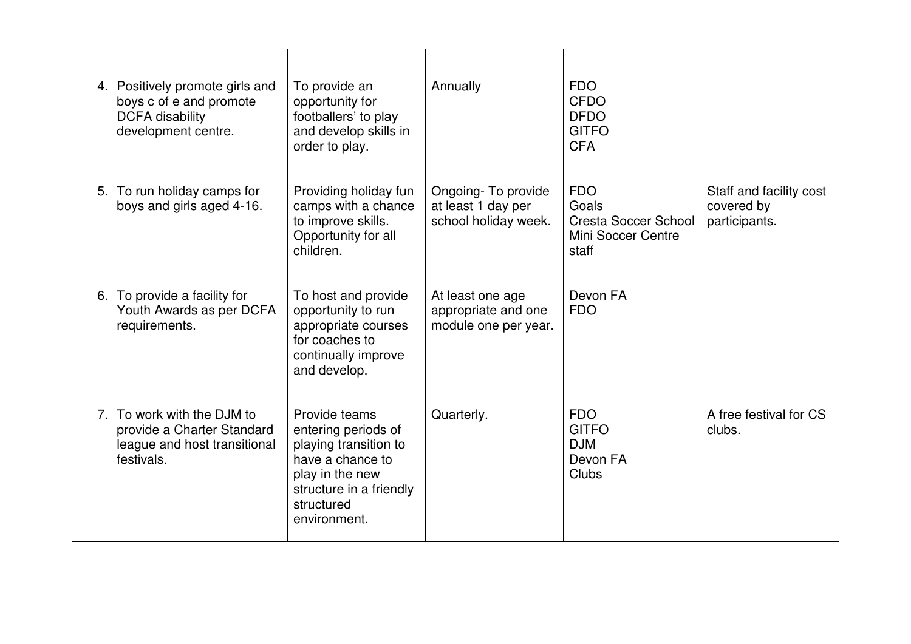| | | | | |
|---|---|---|---|---|
| 4. Positively promote girls and boys c of e and promote DCFA disability development centre. | To provide an opportunity for footballers' to play and develop skills in order to play. | Annually | FDO<br>CFDO<br>DFDO<br>GITFO<br>CFA | |
| 5. To run holiday camps for boys and girls aged 4-16. | Providing holiday fun camps with a chance to improve skills. Opportunity for all children. | Ongoing- To provide at least 1 day per school holiday week. | FDO<br>Goals<br>Cresta Soccer School<br>Mini Soccer Centre staff | Staff and facility cost covered by participants. |
| 6. To provide a facility for Youth Awards as per DCFA requirements. | To host and provide opportunity to run appropriate courses for coaches to continually improve and develop. | At least one age appropriate and one module one per year. | Devon FA<br>FDO | |
| 7. To work with the DJM to provide a Charter Standard league and host transitional festivals. | Provide teams entering periods of playing transition to have a chance to play in the new structure in a friendly structured environment. | Quarterly. | FDO<br>GITFO<br>DJM<br>Devon FA<br>Clubs | A free festival for CS clubs. |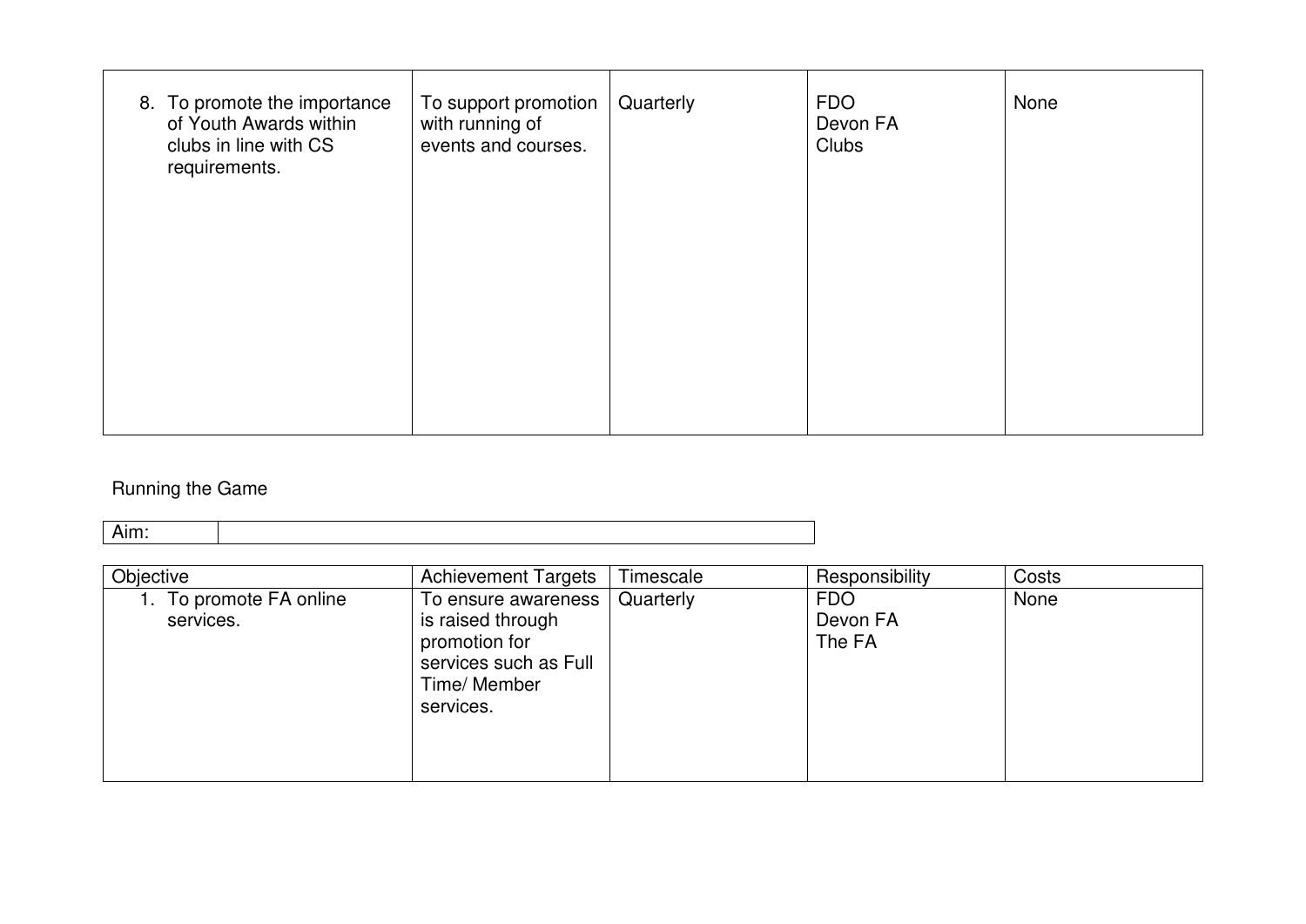| | | | | |
|---|---|---|---|---|
| 8. To promote the importance of Youth Awards within clubs in line with CS requirements. | To support promotion with running of events and courses. | Quarterly | FDO<br>Devon FA<br>Clubs | None |

Running the Game

| Aim: | |
|---|---|

| Objective | Achievement Targets | Timescale | Responsibility | Costs |
|---|---|---|---|---|
| 1. To promote FA online services. | To ensure awareness is raised through promotion for services such as Full Time/ Member services. | Quarterly | FDO<br>Devon FA<br>The FA | None |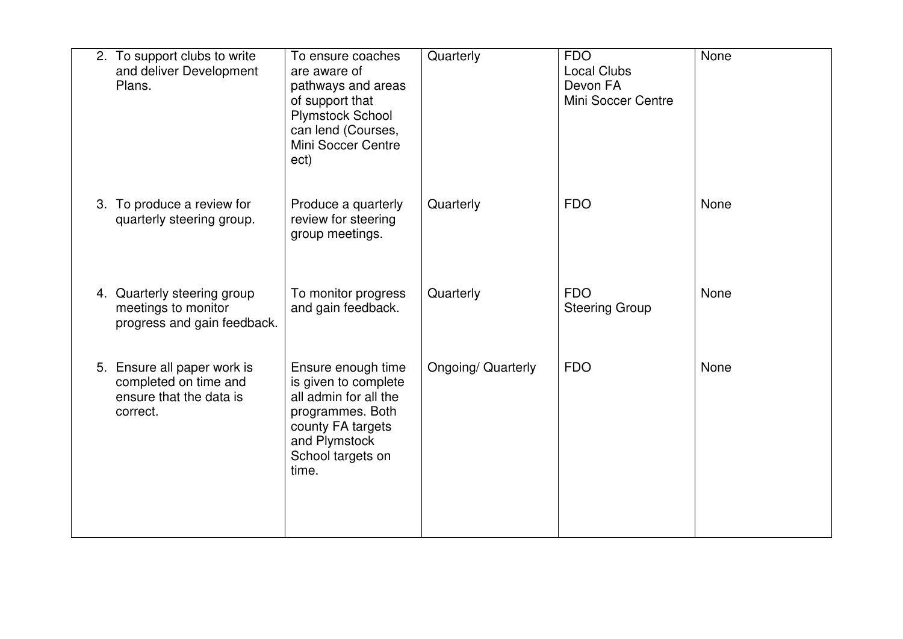| | | | | |
|---|---|---|---|---|
| 2. To support clubs to write and deliver Development Plans. | To ensure coaches are aware of pathways and areas of support that Plymstock School can lend (Courses, Mini Soccer Centre ect) | Quarterly | FDO<br>Local Clubs<br>Devon FA<br>Mini Soccer Centre | None |
| 3. To produce a review for quarterly steering group. | Produce a quarterly review for steering group meetings. | Quarterly | FDO | None |
| 4. Quarterly steering group meetings to monitor progress and gain feedback. | To monitor progress and gain feedback. | Quarterly | FDO<br>Steering Group | None |
| 5. Ensure all paper work is completed on time and ensure that the data is correct. | Ensure enough time is given to complete all admin for all the programmes. Both county FA targets and Plymstock School targets on time. | Ongoing/ Quarterly | FDO | None |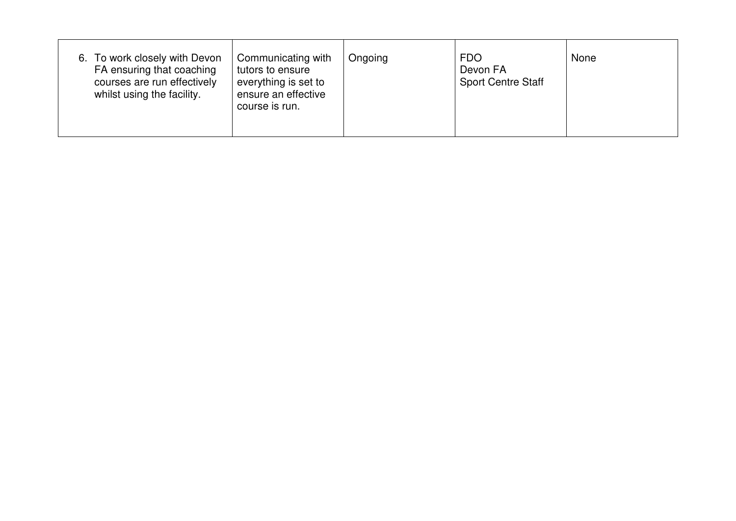| | | | | |
|---|---|---|---|---|
| 6. To work closely with Devon FA ensuring that coaching courses are run effectively whilst using the facility. | Communicating with tutors to ensure everything is set to ensure an effective course is run. | Ongoing | FDO<br>Devon FA<br>Sport Centre Staff | None |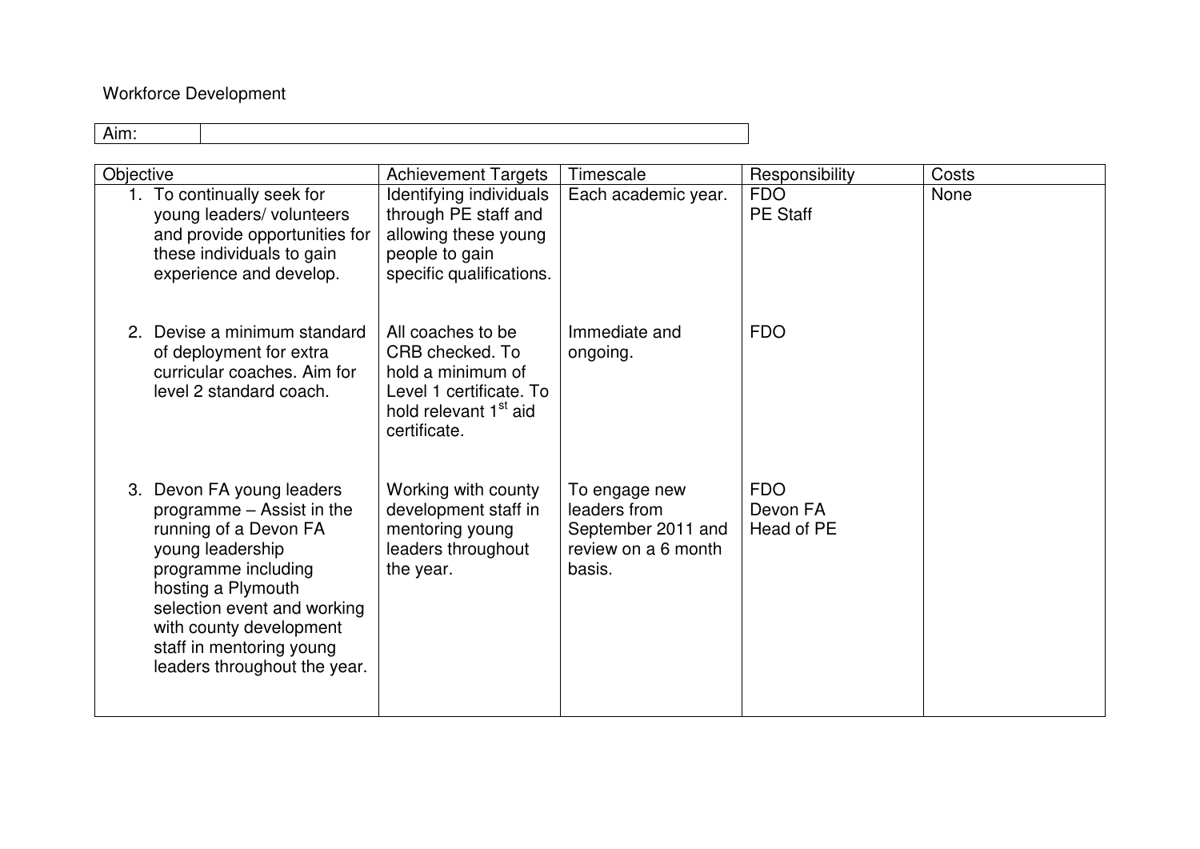Workforce Development

| Aim: | |
|---|---|

| Objective | Achievement Targets | Timescale | Responsibility | Costs |
|---|---|---|---|---|
| 1. To continually seek for young leaders/ volunteers and provide opportunities for these individuals to gain experience and develop. | Identifying individuals through PE staff and allowing these young people to gain specific qualifications. | Each academic year. | FDO<br>PE Staff | None |
| 2. Devise a minimum standard of deployment for extra curricular coaches. Aim for level 2 standard coach. | All coaches to be CRB checked. To hold a minimum of Level 1 certificate. To hold relevant 1st aid certificate. | Immediate and ongoing. | FDO | |
| 3. Devon FA young leaders programme – Assist in the running of a Devon FA young leadership programme including hosting a Plymouth selection event and working with county development staff in mentoring young leaders throughout the year. | Working with county development staff in mentoring young leaders throughout the year. | To engage new leaders from September 2011 and review on a 6 month basis. | FDO<br>Devon FA<br>Head of PE | |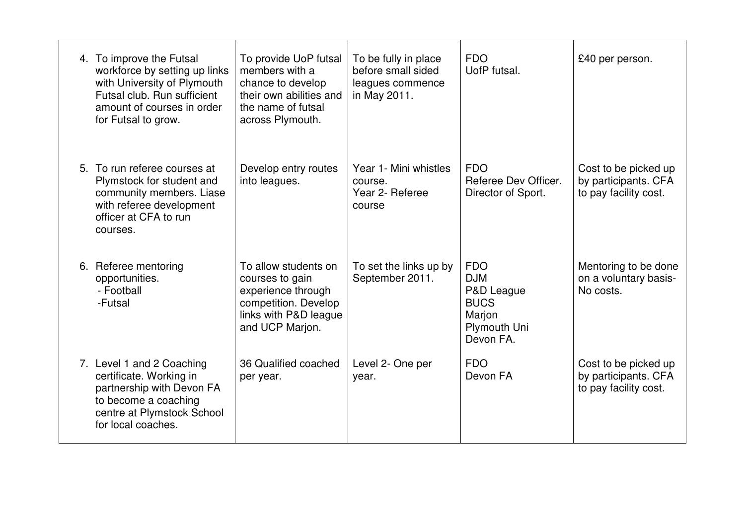| | | | | |
|---|---|---|---|---|
| 4. To improve the Futsal workforce by setting up links with University of Plymouth Futsal club. Run sufficient amount of courses in order for Futsal to grow. | To provide UoP futsal members with a chance to develop their own abilities and the name of futsal across Plymouth. | To be fully in place before small sided leagues commence in May 2011. | FDO<br>UofP futsal. | £40 per person. |
| 5. To run referee courses at Plymstock for student and community members. Liase with referee development officer at CFA to run courses. | Develop entry routes into leagues. | Year 1- Mini whistles course.<br>Year 2- Referee course | FDO<br>Referee Dev Officer.<br>Director of Sport. | Cost to be picked up by participants. CFA to pay facility cost. |
| 6. Referee mentoring opportunities.<br>- Football<br>-Futsal | To allow students on courses to gain experience through competition. Develop links with P&D league and UCP Marjon. | To set the links up by September 2011. | FDO<br>DJM<br>P&D League<br>BUCS<br>Marjon<br>Plymouth Uni<br>Devon FA. | Mentoring to be done on a voluntary basis- No costs. |
| 7. Level 1 and 2 Coaching certificate. Working in partnership with Devon FA to become a coaching centre at Plymstock School for local coaches. | 36 Qualified coached per year. | Level 2- One per year. | FDO<br>Devon FA | Cost to be picked up by participants. CFA to pay facility cost. |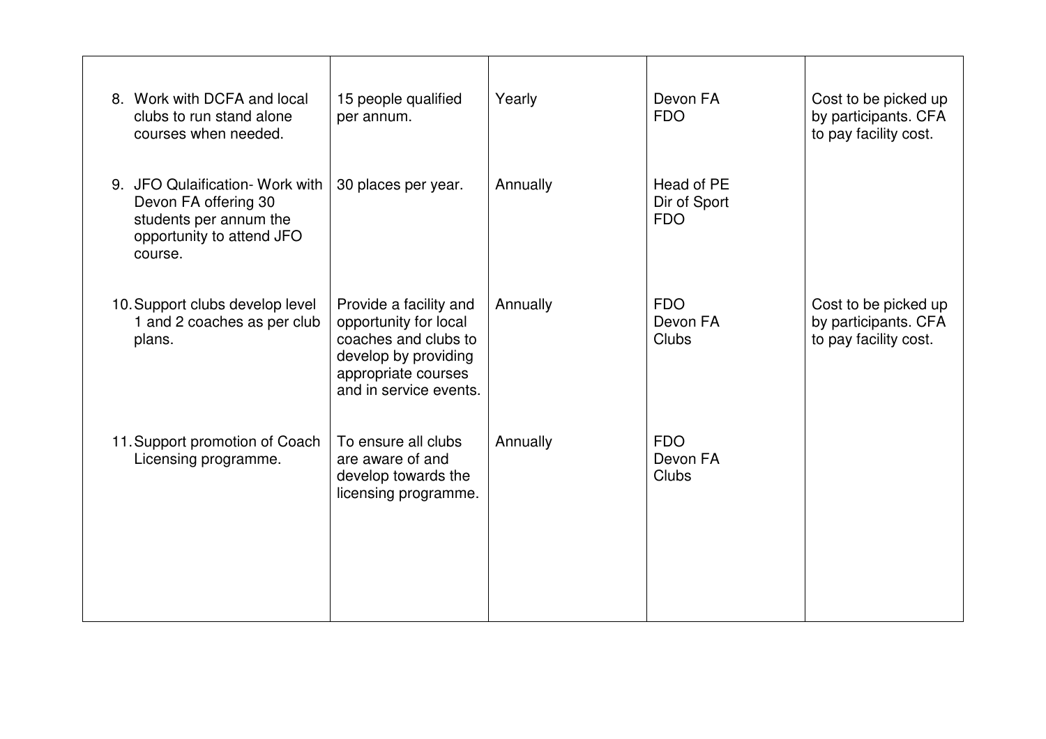| | | | | |
|---|---|---|---|---|
| 8. Work with DCFA and local clubs to run stand alone courses when needed. | 15 people qualified per annum. | Yearly | Devon FA<br>FDO | Cost to be picked up by participants. CFA to pay facility cost. |
| 9. JFO Qulaification- Work with Devon FA offering 30 students per annum the opportunity to attend JFO course. | 30 places per year. | Annually | Head of PE<br>Dir of Sport<br>FDO | |
| 10. Support clubs develop level 1 and 2 coaches as per club plans. | Provide a facility and opportunity for local coaches and clubs to develop by providing appropriate courses and in service events. | Annually | FDO<br>Devon FA<br>Clubs | Cost to be picked up by participants. CFA to pay facility cost. |
| 11. Support promotion of Coach Licensing programme. | To ensure all clubs are aware of and develop towards the licensing programme. | Annually | FDO<br>Devon FA<br>Clubs | |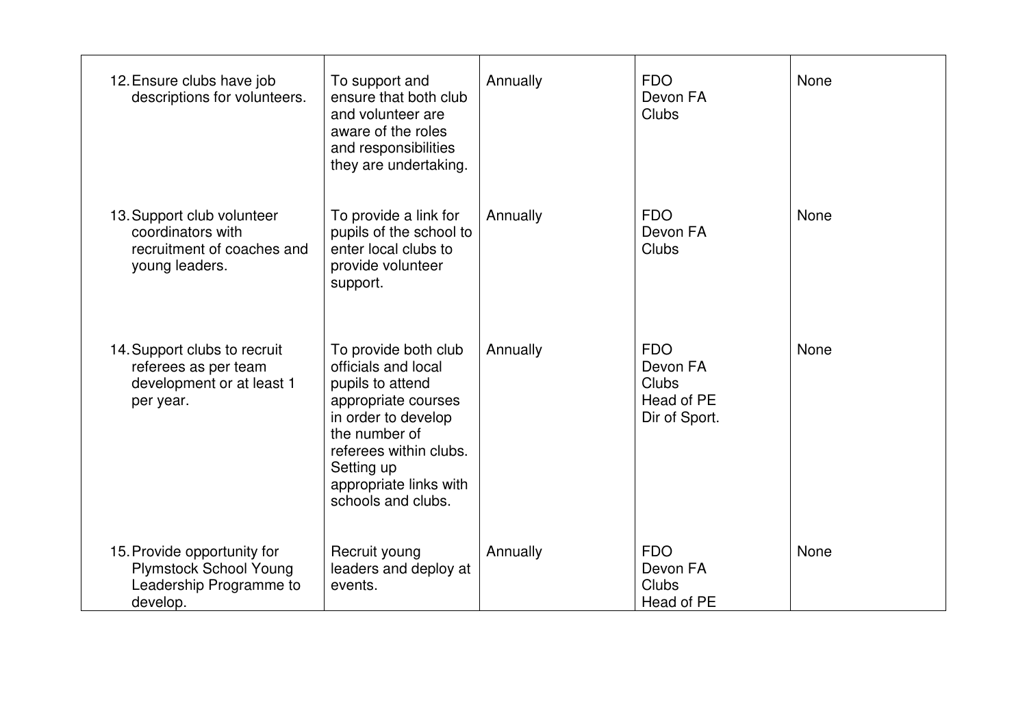| | | | | |
|---|---|---|---|---|
| 12. Ensure clubs have job descriptions for volunteers. | To support and ensure that both club and volunteer are aware of the roles and responsibilities they are undertaking. | Annually | FDO<br>Devon FA<br>Clubs | None |
| 13. Support club volunteer coordinators with recruitment of coaches and young leaders. | To provide a link for pupils of the school to enter local clubs to provide volunteer support. | Annually | FDO<br>Devon FA<br>Clubs | None |
| 14. Support clubs to recruit referees as per team development or at least 1 per year. | To provide both club officials and local pupils to attend appropriate courses in order to develop the number of referees within clubs. Setting up appropriate links with schools and clubs. | Annually | FDO<br>Devon FA<br>Clubs<br>Head of PE<br>Dir of Sport. | None |
| 15. Provide opportunity for Plymstock School Young Leadership Programme to develop. | Recruit young leaders and deploy at events. | Annually | FDO<br>Devon FA<br>Clubs<br>Head of PE | None |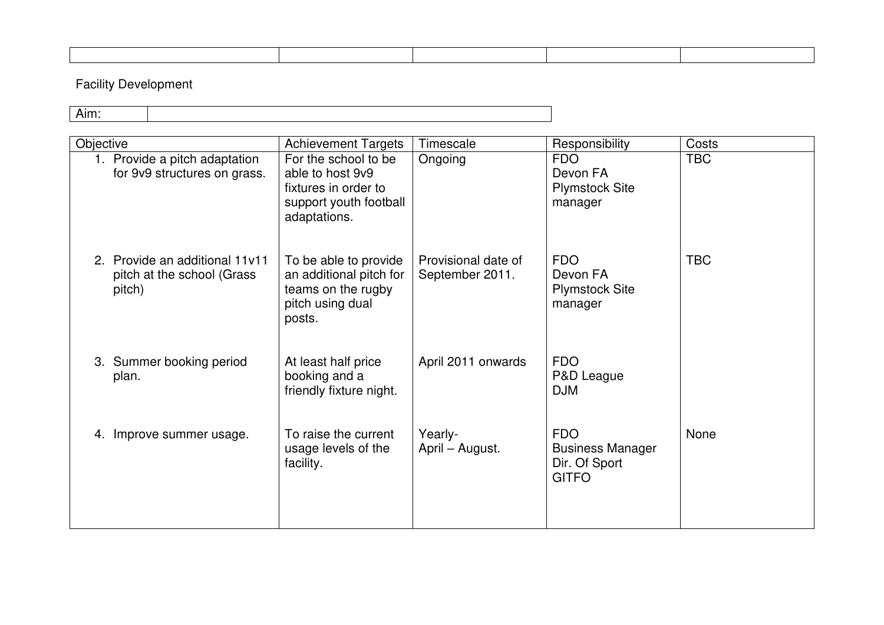| | | | | |
|---|---|---|---|---|
| | | | | |

Facility Development

| Aim: | |
|---|---|

| Objective | Achievement Targets | Timescale | Responsibility | Costs |
|---|---|---|---|---|
| 1. Provide a pitch adaptation for 9v9 structures on grass. | For the school to be able to host 9v9 fixtures in order to support youth football adaptations. | Ongoing | FDO<br>Devon FA<br>Plymstock Site manager | TBC |
| 2. Provide an additional 11v11 pitch at the school (Grass pitch) | To be able to provide an additional pitch for teams on the rugby pitch using dual posts. | Provisional date of September 2011. | FDO<br>Devon FA<br>Plymstock Site manager | TBC |
| 3. Summer booking period plan. | At least half price booking and a friendly fixture night. | April 2011 onwards | FDO<br>P&D League<br>DJM | |
| 4. Improve summer usage. | To raise the current usage levels of the facility. | Yearly-<br>April – August. | FDO<br>Business Manager<br>Dir. Of Sport<br>GITFO | None |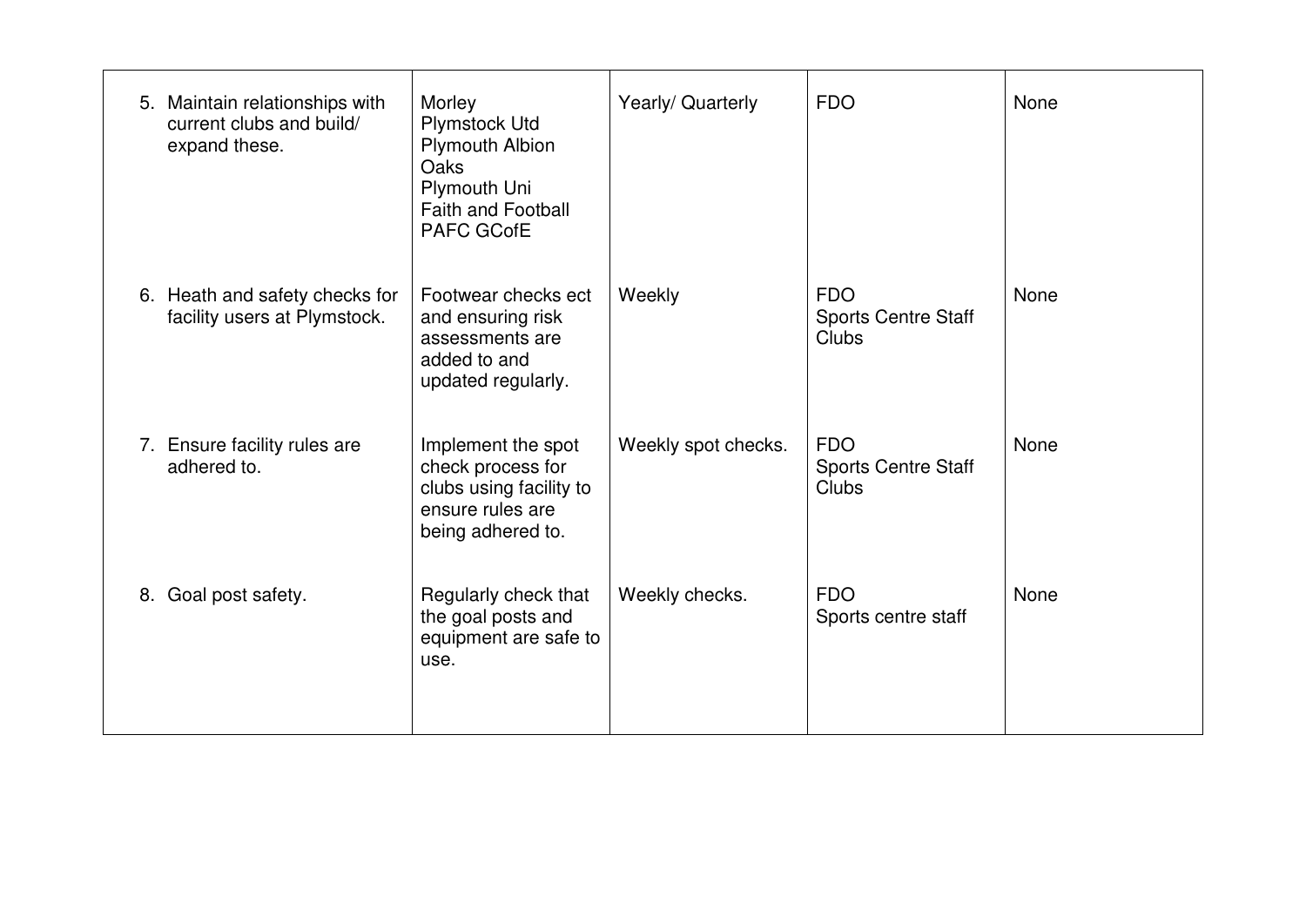|  |  |  |  |  |
|---|---|---|---|---|
| 5. Maintain relationships with current clubs and build/ expand these. | Morley<br>Plymstock Utd<br>Plymouth Albion Oaks<br>Plymouth Uni<br>Faith and Football<br>PAFC GCofE | Yearly/ Quarterly | FDO | None |
| 6. Heath and safety checks for facility users at Plymstock. | Footwear checks ect and ensuring risk assessments are added to and updated regularly. | Weekly | FDO<br>Sports Centre Staff<br>Clubs | None |
| 7. Ensure facility rules are adhered to. | Implement the spot check process for clubs using facility to ensure rules are being adhered to. | Weekly spot checks. | FDO<br>Sports Centre Staff<br>Clubs | None |
| 8. Goal post safety. | Regularly check that the goal posts and equipment are safe to use. | Weekly checks. | FDO<br>Sports centre staff | None |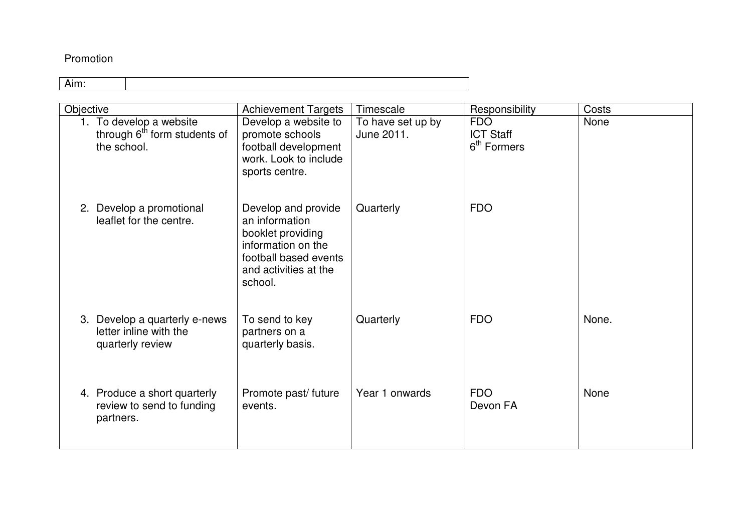Promotion

| Aim: | |
|---|---|

| Objective | Achievement Targets | Timescale | Responsibility | Costs |
|---|---|---|---|---|
| 1. To develop a website through 6th form students of the school. | Develop a website to promote schools football development work. Look to include sports centre. | To have set up by June 2011. | FDO<br>ICT Staff<br>6th Formers | None |
| 2. Develop a promotional leaflet for the centre. | Develop and provide an information booklet providing information on the football based events and activities at the school. | Quarterly | FDO | |
| 3. Develop a quarterly e-news letter inline with the quarterly review | To send to key partners on a quarterly basis. | Quarterly | FDO | None. |
| 4. Produce a short quarterly review to send to funding partners. | Promote past/ future events. | Year 1 onwards | FDO<br>Devon FA | None |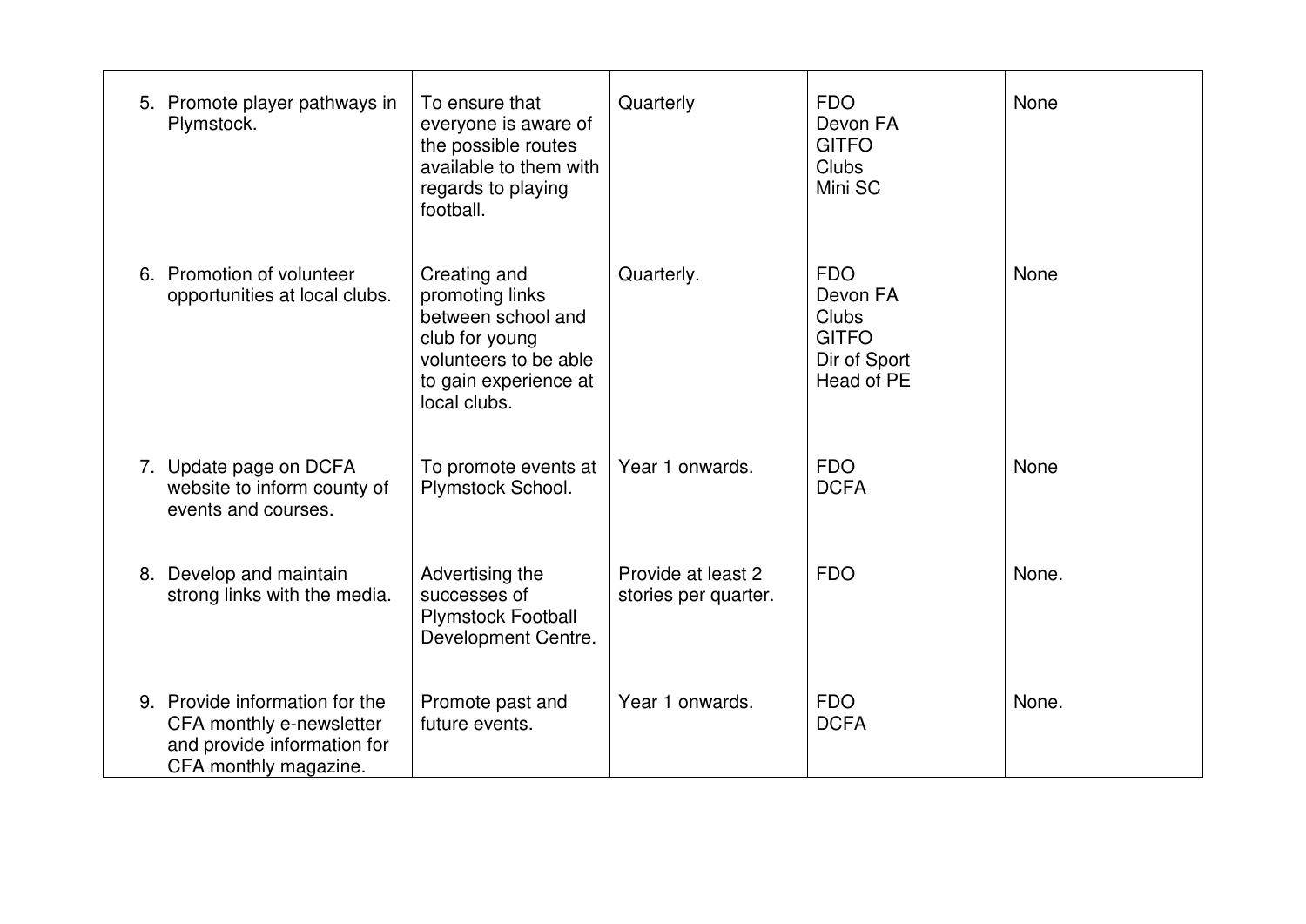|  |  |  |  |  |
|---|---|---|---|---|
| 5. Promote player pathways in Plymstock. | To ensure that everyone is aware of the possible routes available to them with regards to playing football. | Quarterly | FDO<br>Devon FA<br>GITFO<br>Clubs<br>Mini SC | None |
| 6. Promotion of volunteer opportunities at local clubs. | Creating and promoting links between school and club for young volunteers to be able to gain experience at local clubs. | Quarterly. | FDO<br>Devon FA<br>Clubs<br>GITFO<br>Dir of Sport<br>Head of PE | None |
| 7. Update page on DCFA website to inform county of events and courses. | To promote events at Plymstock School. | Year 1 onwards. | FDO<br>DCFA | None |
| 8. Develop and maintain strong links with the media. | Advertising the successes of Plymstock Football Development Centre. | Provide at least 2 stories per quarter. | FDO | None. |
| 9. Provide information for the CFA monthly e-newsletter and provide information for CFA monthly magazine. | Promote past and future events. | Year 1 onwards. | FDO<br>DCFA | None. |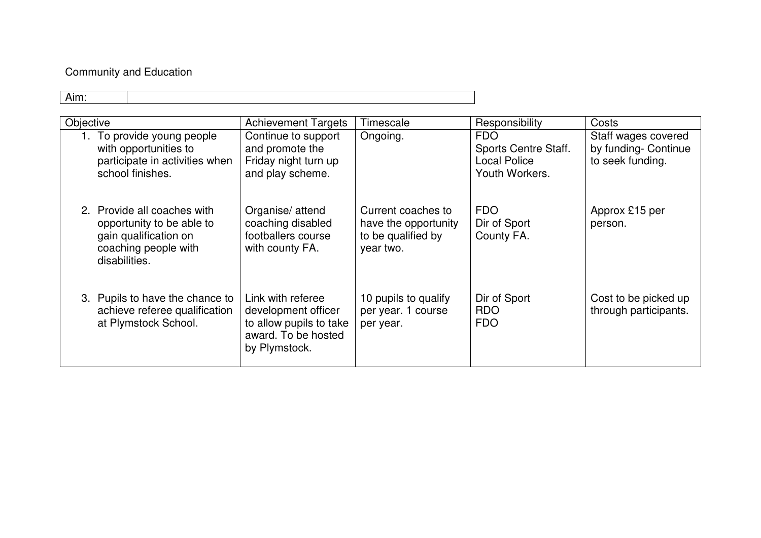Community and Education

| Aim: | |
|---|---|

| Objective | Achievement Targets | Timescale | Responsibility | Costs |
|---|---|---|---|---|
| 1. To provide young people with opportunities to participate in activities when school finishes. | Continue to support and promote the Friday night turn up and play scheme. | Ongoing. | FDO<br>Sports Centre Staff.<br>Local Police<br>Youth Workers. | Staff wages covered by funding- Continue to seek funding. |
| 2. Provide all coaches with opportunity to be able to gain qualification on coaching people with disabilities. | Organise/ attend coaching disabled footballers course with county FA. | Current coaches to have the opportunity to be qualified by year two. | FDO<br>Dir of Sport<br>County FA. | Approx £15 per person. |
| 3. Pupils to have the chance to achieve referee qualification at Plymstock School. | Link with referee development officer to allow pupils to take award. To be hosted by Plymstock. | 10 pupils to qualify per year. 1 course per year. | Dir of Sport<br>RDO<br>FDO | Cost to be picked up through participants. |